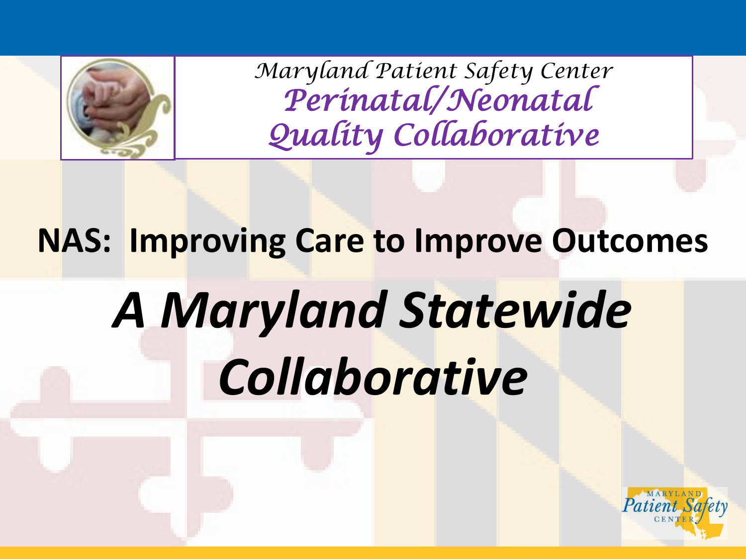Maryland Patient Safety Center

Perinatal/Neonatal Quality Collaborative

# NAS: Improving Care to Improve Outcomes

## *A Maryland Statewide Collaborative*

MARYLAND Patient Safety CENTER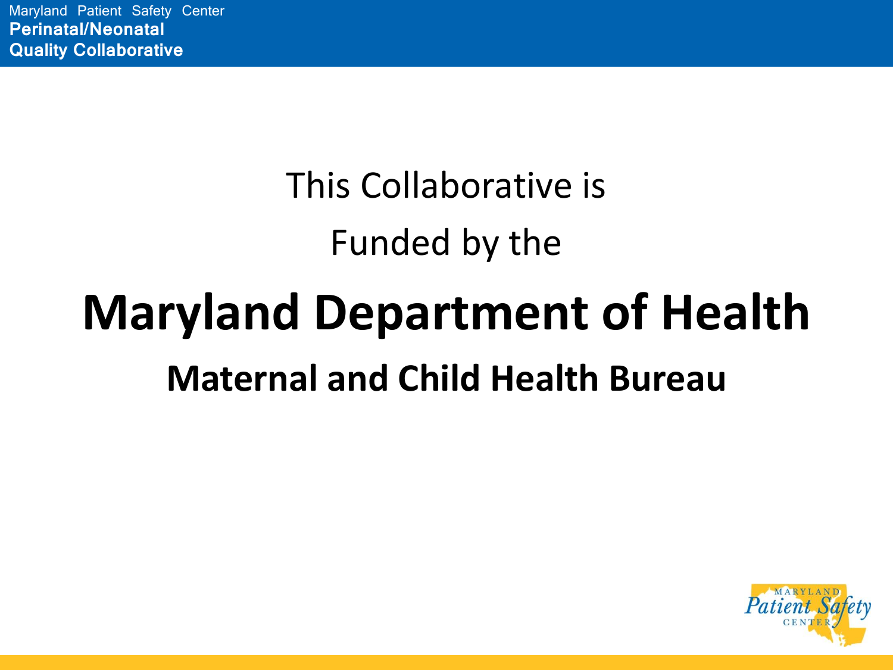This Collaborative is

Funded by the

# Maryland Department of Health

## Maternal and Child Health Bureau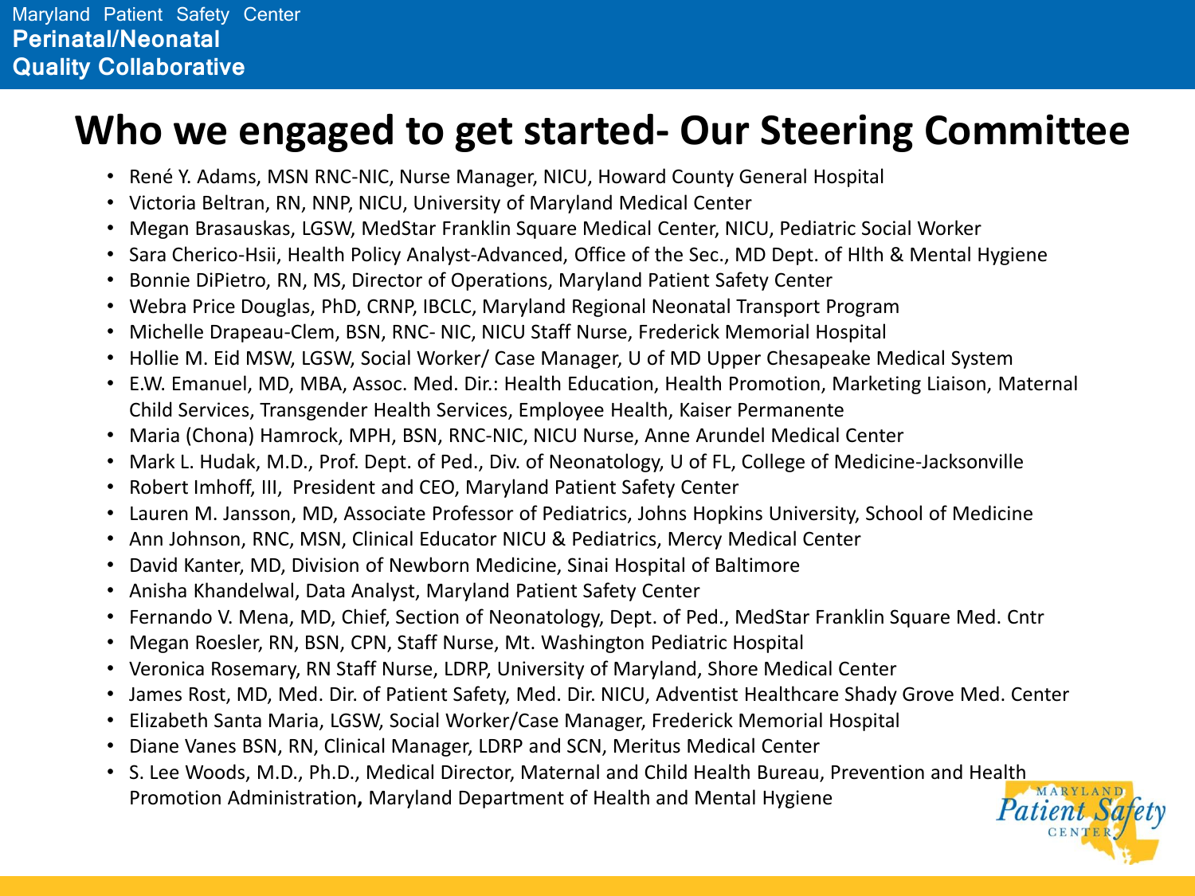# Who we engaged to get started- Our Steering Committee

- René Y. Adams, MSN RNC-NIC, Nurse Manager, NICU, Howard County General Hospital
- Victoria Beltran, RN, NNP, NICU, University of Maryland Medical Center
- Megan Brasauskas, LGSW, MedStar Franklin Square Medical Center, NICU, Pediatric Social Worker
- Sara Cherico-Hsii, Health Policy Analyst-Advanced, Office of the Sec., MD Dept. of Hlth & Mental Hygiene
- Bonnie DiPietro, RN, MS, Director of Operations, Maryland Patient Safety Center
- Webra Price Douglas, PhD, CRNP, IBCLC, Maryland Regional Neonatal Transport Program
- Michelle Drapeau-Clem, BSN, RNC- NIC, NICU Staff Nurse, Frederick Memorial Hospital
- Hollie M. Eid MSW, LGSW, Social Worker/ Case Manager, U of MD Upper Chesapeake Medical System
- E.W. Emanuel, MD, MBA, Assoc. Med. Dir.: Health Education, Health Promotion, Marketing Liaison, Maternal Child Services, Transgender Health Services, Employee Health, Kaiser Permanente
- Maria (Chona) Hamrock, MPH, BSN, RNC-NIC, NICU Nurse, Anne Arundel Medical Center
- Mark L. Hudak, M.D., Prof. Dept. of Ped., Div. of Neonatology, U of FL, College of Medicine-Jacksonville
- Robert Imhoff, III, President and CEO, Maryland Patient Safety Center
- Lauren M. Jansson, MD, Associate Professor of Pediatrics, Johns Hopkins University, School of Medicine
- Ann Johnson, RNC, MSN, Clinical Educator NICU & Pediatrics, Mercy Medical Center
- David Kanter, MD, Division of Newborn Medicine, Sinai Hospital of Baltimore
- Anisha Khandelwal, Data Analyst, Maryland Patient Safety Center
- Fernando V. Mena, MD, Chief, Section of Neonatology, Dept. of Ped., MedStar Franklin Square Med. Cntr
- Megan Roesler, RN, BSN, CPN, Staff Nurse, Mt. Washington Pediatric Hospital
- Veronica Rosemary, RN Staff Nurse, LDRP, University of Maryland, Shore Medical Center
- James Rost, MD, Med. Dir. of Patient Safety, Med. Dir. NICU, Adventist Healthcare Shady Grove Med. Center
- Elizabeth Santa Maria, LGSW, Social Worker/Case Manager, Frederick Memorial Hospital
- Diane Vanes BSN, RN, Clinical Manager, LDRP and SCN, Meritus Medical Center
- S. Lee Woods, M.D., Ph.D., Medical Director, Maternal and Child Health Bureau, Prevention and Health Promotion Administration**,** Maryland Department of Health and Mental Hygiene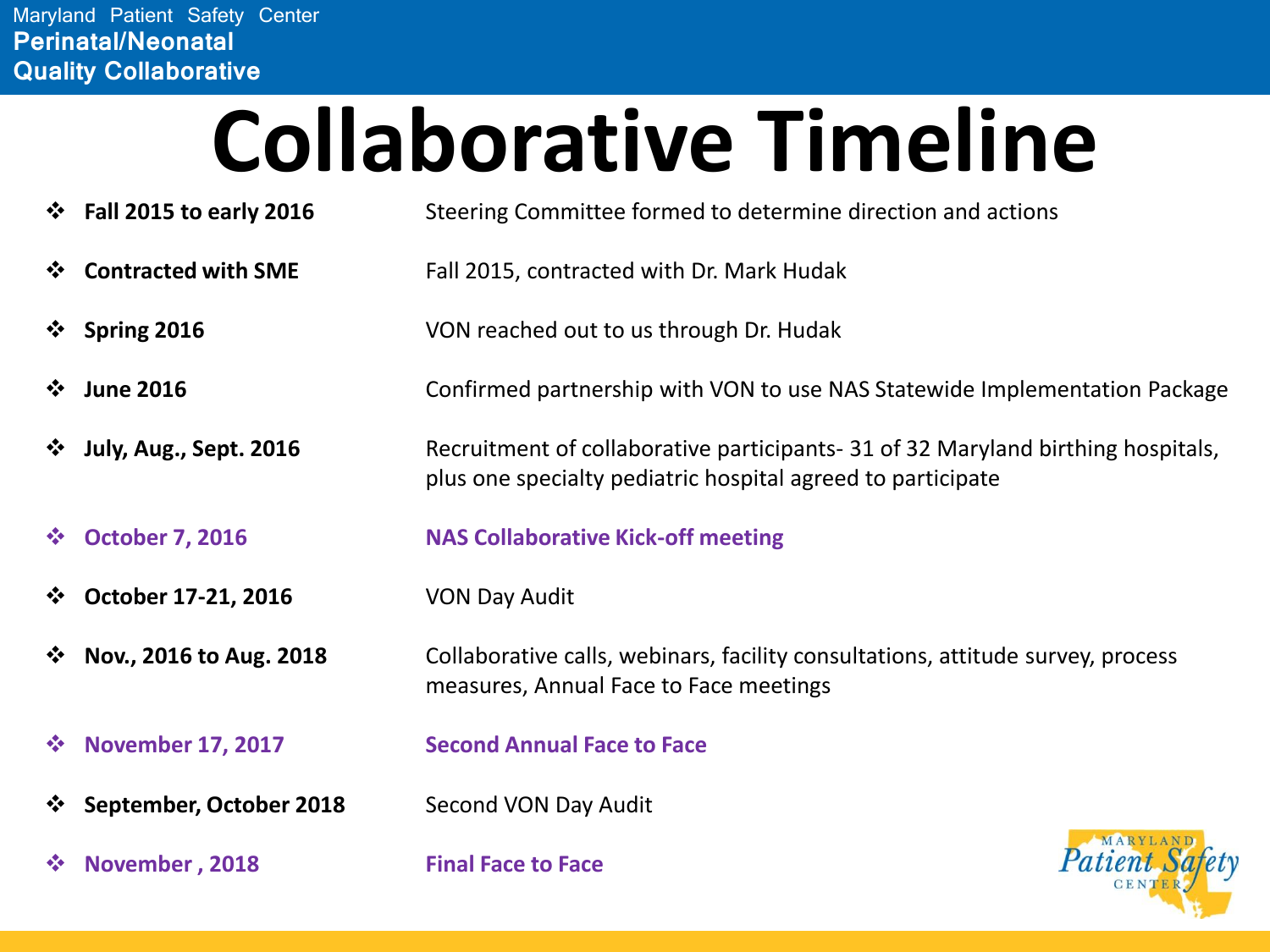# Collaborative Timeline

| | |
|---|---|
| **Fall 2015 to early 2016** | Steering Committee formed to determine direction and actions |
| **Contracted with SME** | Fall 2015, contracted with Dr. Mark Hudak |
| **Spring 2016** | VON reached out to us through Dr. Hudak |
| **June 2016** | Confirmed partnership with VON to use NAS Statewide Implementation Package |
| **July, Aug., Sept. 2016** | Recruitment of collaborative participants- 31 of 32 Maryland birthing hospitals, plus one specialty pediatric hospital agreed to participate |
| **October 7, 2016** | **NAS Collaborative Kick-off meeting** |
| **October 17-21, 2016** | VON Day Audit |
| **Nov., 2016 to Aug. 2018** | Collaborative calls, webinars, facility consultations, attitude survey, process measures, Annual Face to Face meetings |
| **November 17, 2017** | **Second Annual Face to Face** |
| **September, October 2018** | Second VON Day Audit |
| **November , 2018** | **Final Face to Face** |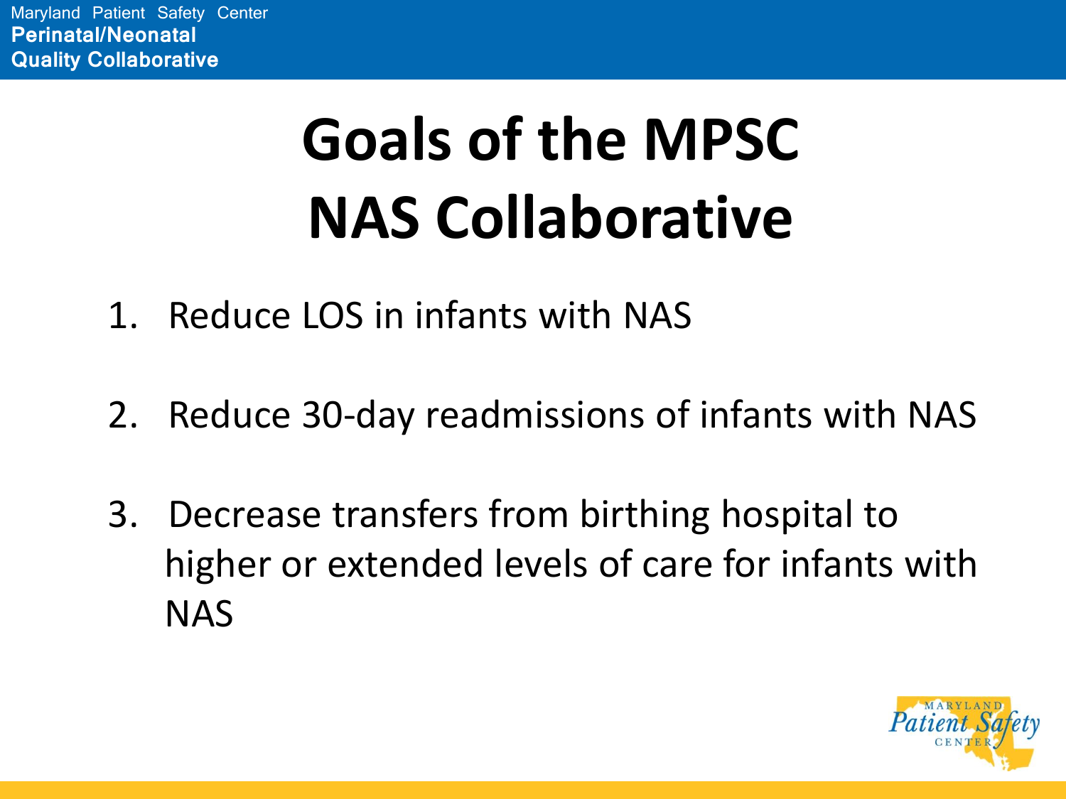# Goals of the MPSC NAS Collaborative

1. Reduce LOS in infants with NAS
2. Reduce 30-day readmissions of infants with NAS
3. Decrease transfers from birthing hospital to higher or extended levels of care for infants with NAS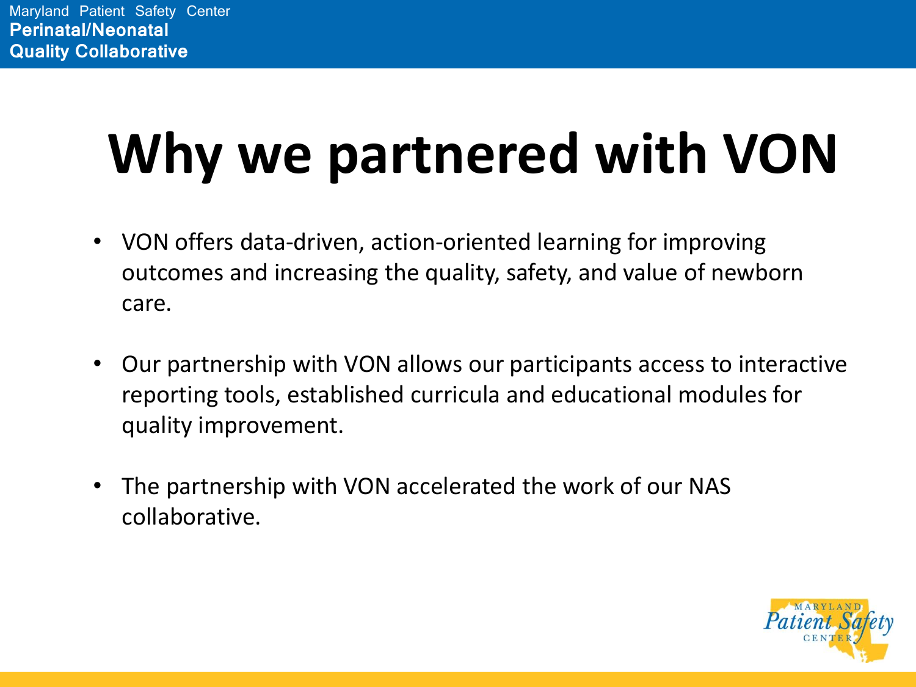# Why we partnered with VON

- VON offers data-driven, action-oriented learning for improving outcomes and increasing the quality, safety, and value of newborn care.
- Our partnership with VON allows our participants access to interactive reporting tools, established curricula and educational modules for quality improvement.
- The partnership with VON accelerated the work of our NAS collaborative.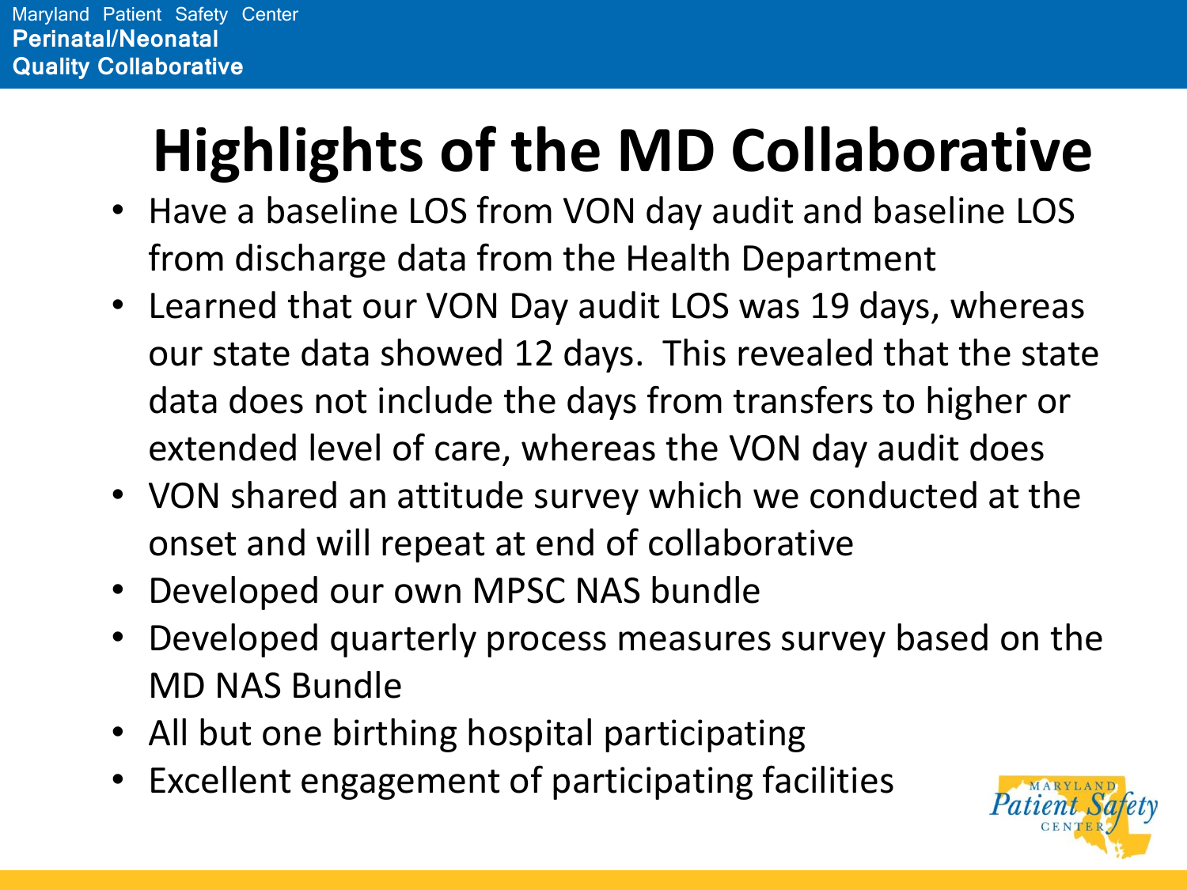# Highlights of the MD Collaborative

- Have a baseline LOS from VON day audit and baseline LOS from discharge data from the Health Department
- Learned that our VON Day audit LOS was 19 days, whereas our state data showed 12 days. This revealed that the state data does not include the days from transfers to higher or extended level of care, whereas the VON day audit does
- VON shared an attitude survey which we conducted at the onset and will repeat at end of collaborative
- Developed our own MPSC NAS bundle
- Developed quarterly process measures survey based on the MD NAS Bundle
- All but one birthing hospital participating
- Excellent engagement of participating facilities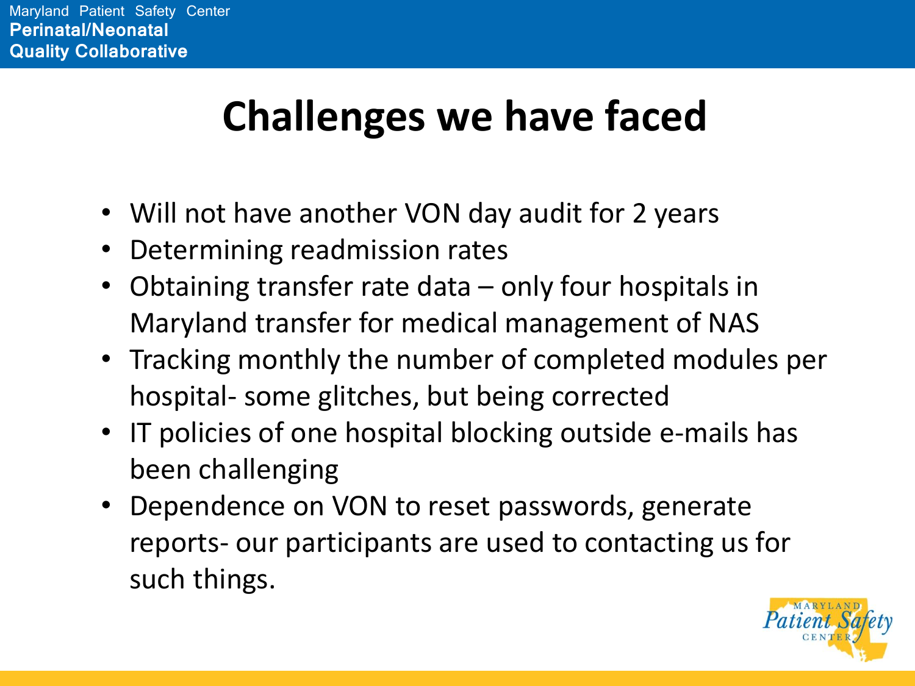# Challenges we have faced

- Will not have another VON day audit for 2 years
- Determining readmission rates
- Obtaining transfer rate data – only four hospitals in Maryland transfer for medical management of NAS
- Tracking monthly the number of completed modules per hospital- some glitches, but being corrected
- IT policies of one hospital blocking outside e-mails has been challenging
- Dependence on VON to reset passwords, generate reports- our participants are used to contacting us for such things.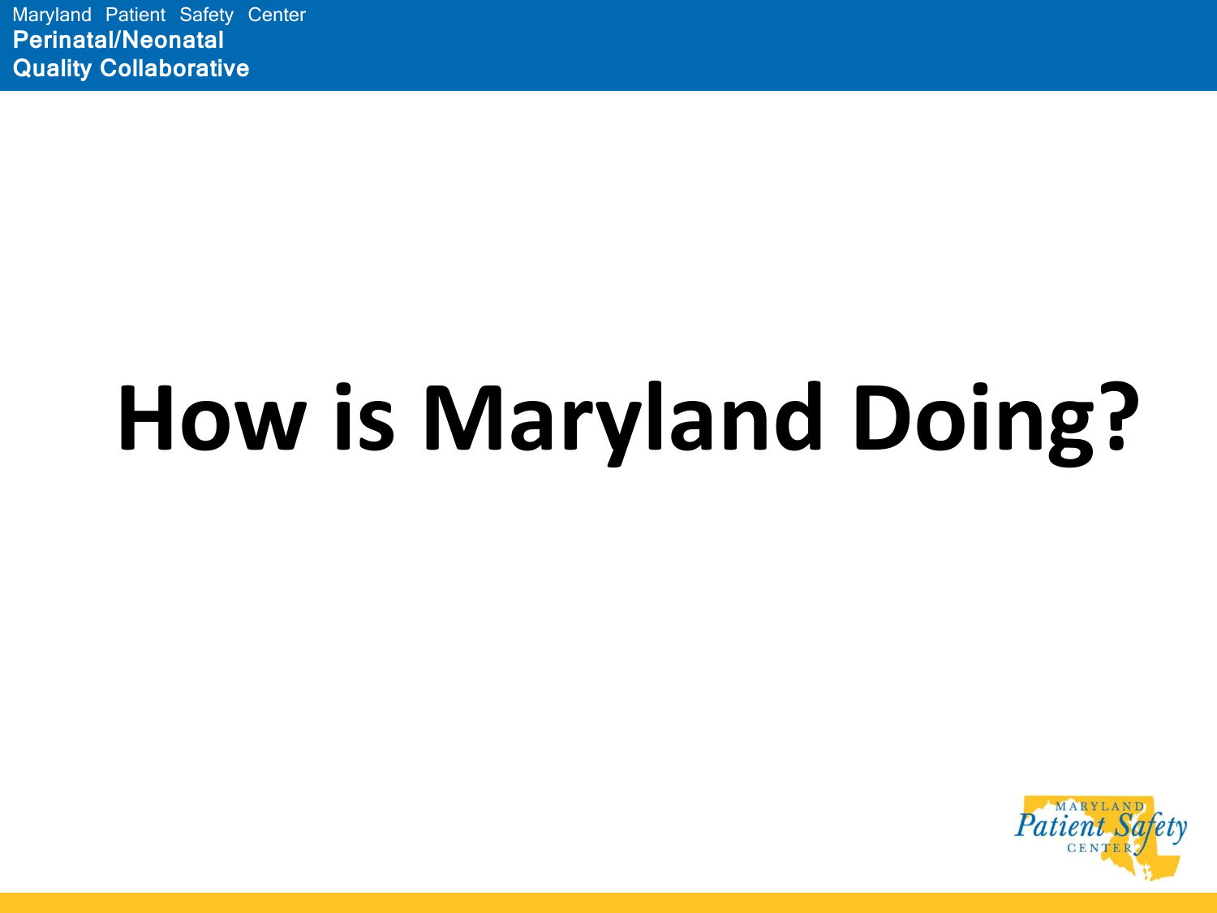# How is Maryland Doing?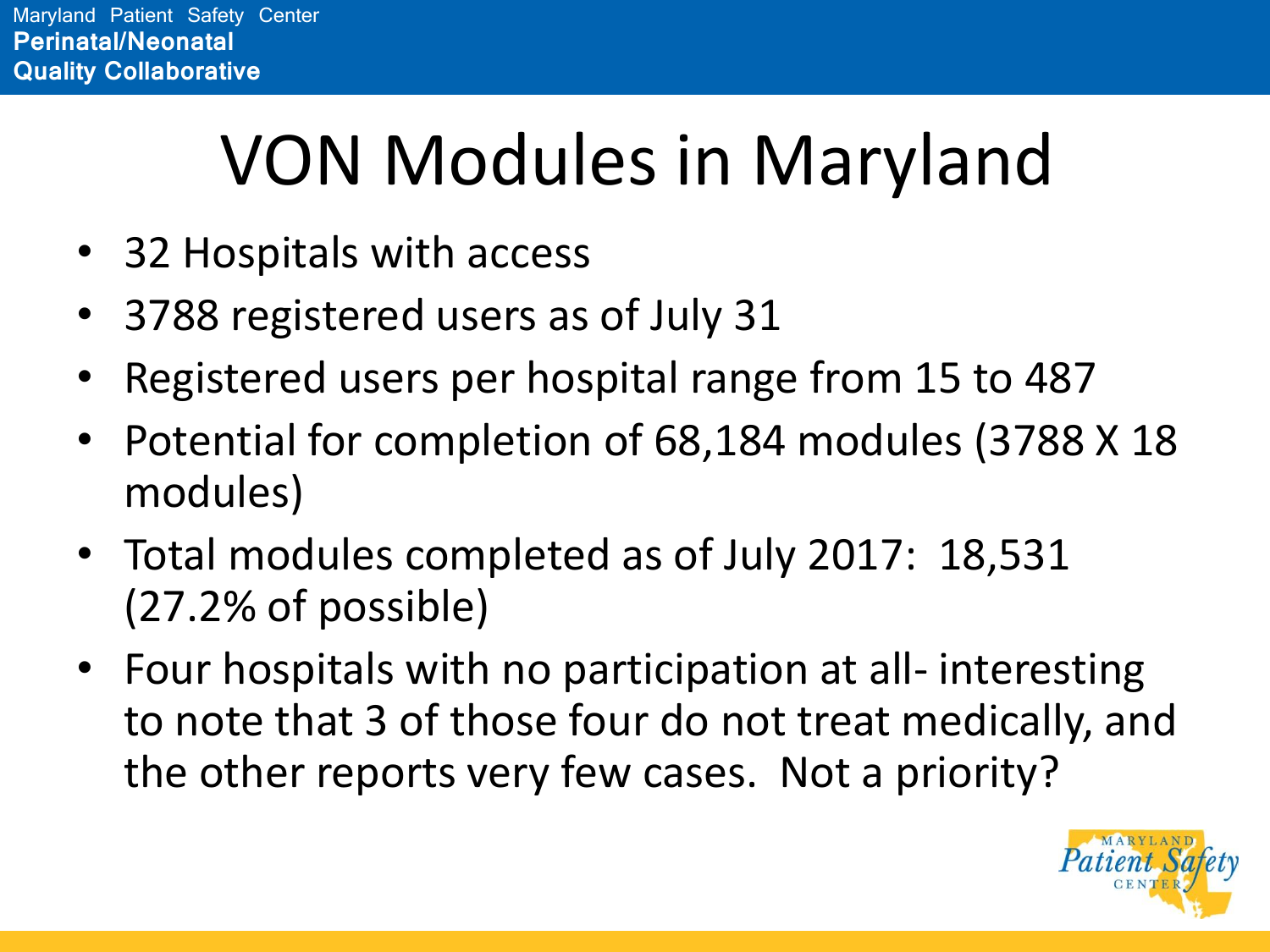# VON Modules in Maryland

- 32 Hospitals with access
- 3788 registered users as of July 31
- Registered users per hospital range from 15 to 487
- Potential for completion of 68,184 modules (3788 X 18 modules)
- Total modules completed as of July 2017: 18,531 (27.2% of possible)
- Four hospitals with no participation at all- interesting to note that 3 of those four do not treat medically, and the other reports very few cases. Not a priority?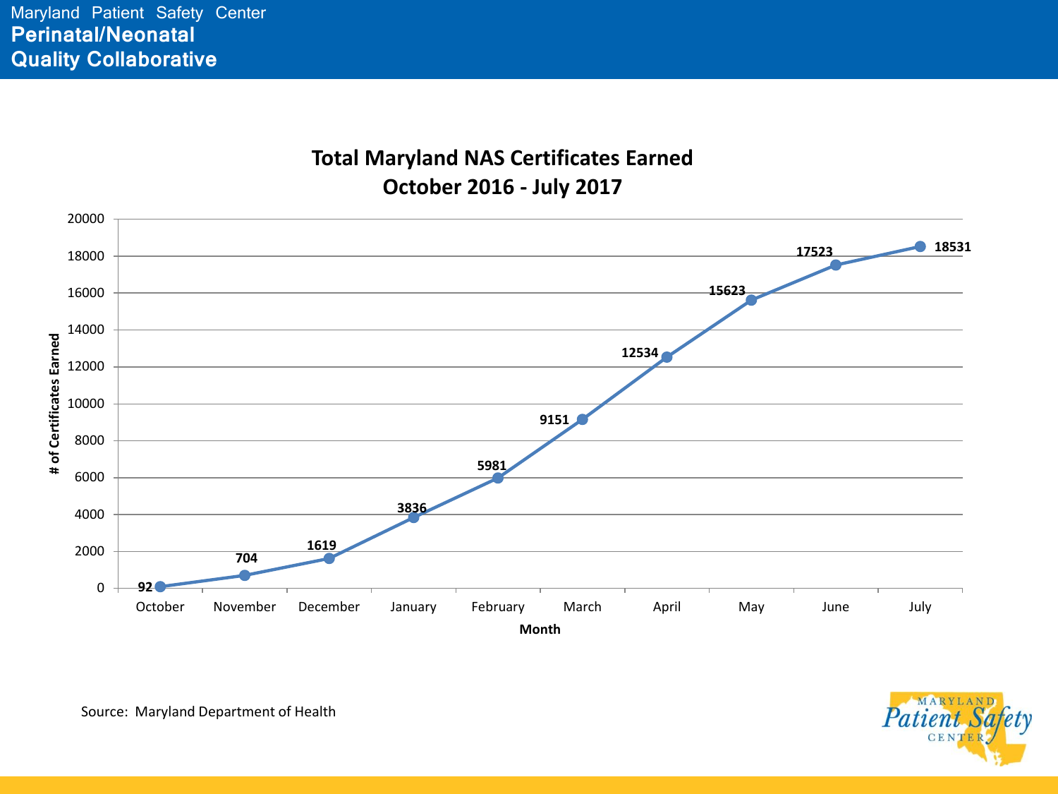## Total Maryland NAS Certificates Earned
## October 2016 - July 2017

| Month | # of Certificates Earned |
| --- | --- |
| October | 92 |
| November | 704 |
| December | 1619 |
| January | 3836 |
| February | 5981 |
| March | 9151 |
| April | 12534 |
| May | 15623 |
| June | 17523 |
| July | 18531 |

Source: Maryland Department of Health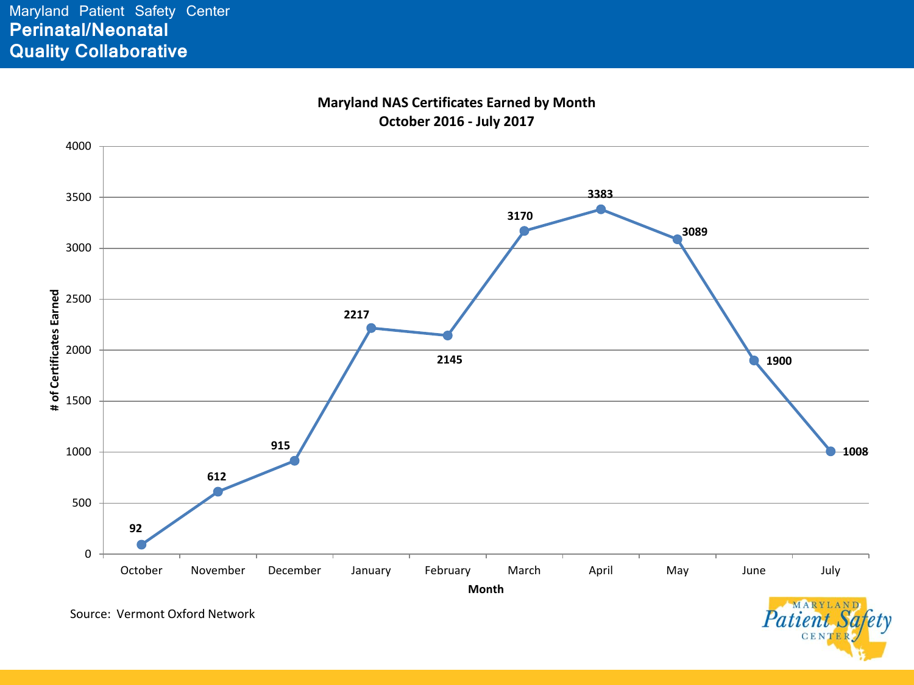Maryland Patient Safety Center

# Perinatal/Neonatal Quality Collaborative

## Maryland NAS Certificates Earned by Month
## October 2016 - July 2017

| Month | # of Certificates Earned |
|---|---|
| October | 92 |
| November | 612 |
| December | 915 |
| January | 2217 |
| February | 2145 |
| March | 3170 |
| April | 3383 |
| May | 3089 |
| June | 1900 |
| July | 1008 |

Source: Vermont Oxford Network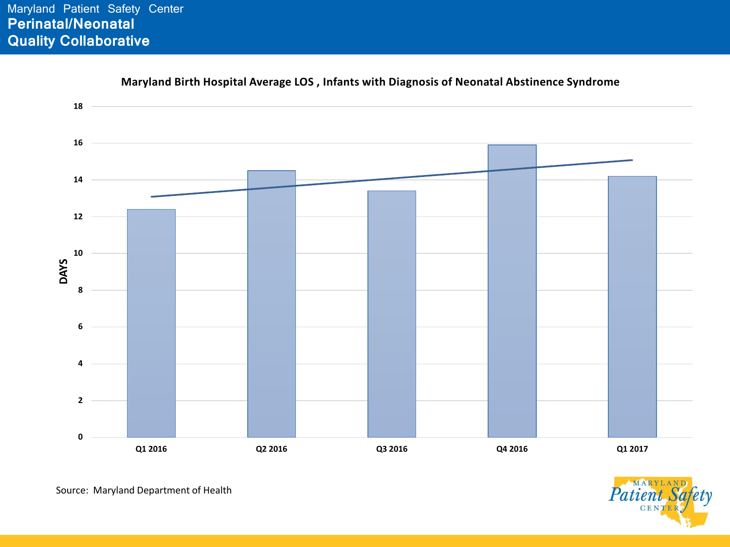Maryland Patient Safety Center

# Perinatal/Neonatal Quality Collaborative

**Maryland Birth Hospital Average LOS , Infants with Diagnosis of Neonatal Abstinence Syndrome**

Source: Maryland Department of Health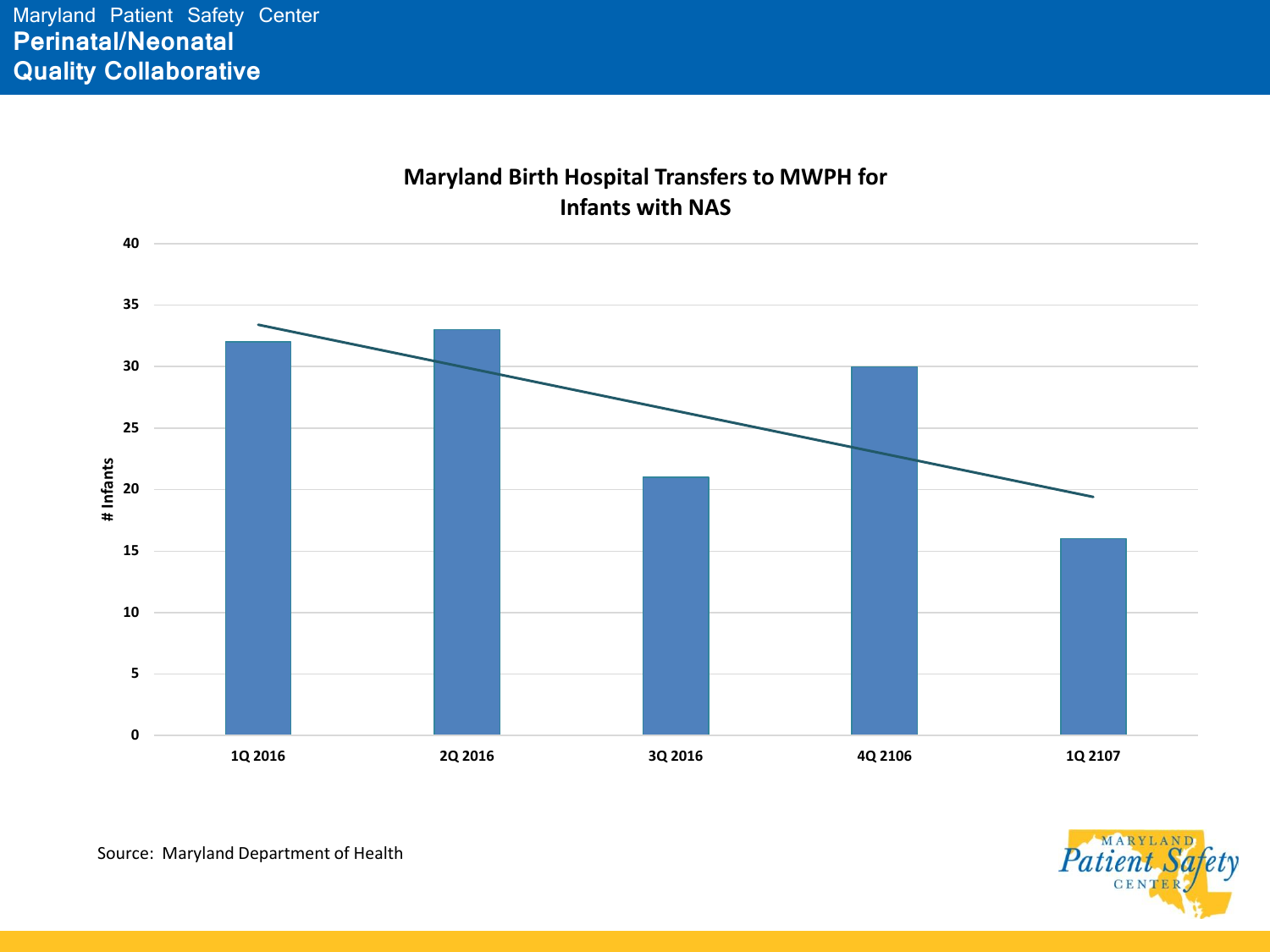Maryland Patient Safety Center

**Perinatal/Neonatal Quality Collaborative**

## Maryland Birth Hospital Transfers to MWPH for Infants with NAS

| Quarter | # Infants |
| --- | --- |
| 1Q 2016 | 32 |
| 2Q 2016 | 33 |
| 3Q 2016 | 21 |
| 4Q 2106 | 30 |
| 1Q 2107 | 16 |

Source: Maryland Department of Health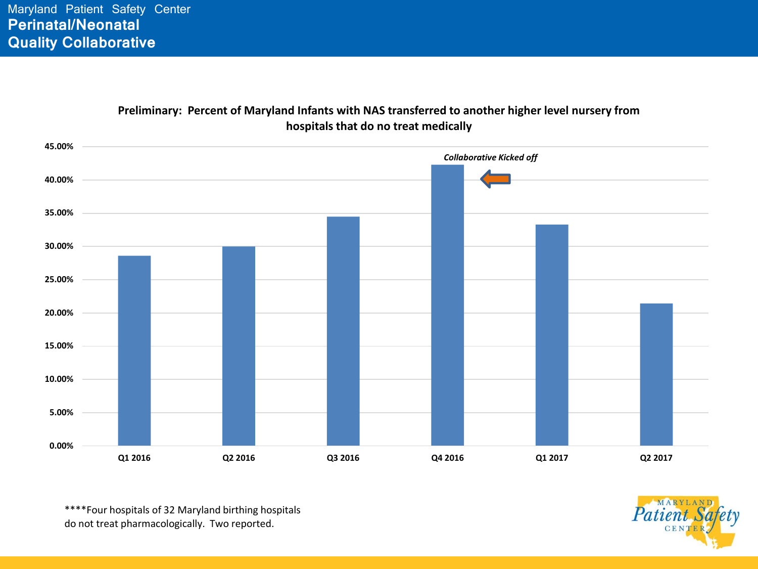# Maryland Patient Safety Center
## Perinatal/Neonatal Quality Collaborative

**Preliminary: Percent of Maryland Infants with NAS transferred to another higher level nursery from hospitals that do no treat medically**

*Collaborative Kicked off*

| Quarter | Percent |
|---|---|
| Q1 2016 | ~28.6% |
| Q2 2016 | ~30.0% |
| Q3 2016 | ~34.5% |
| Q4 2016 | ~42.3% |
| Q1 2017 | ~33.3% |
| Q2 2017 | ~21.4% |

****Four hospitals of 32 Maryland birthing hospitals do not treat pharmacologically. Two reported.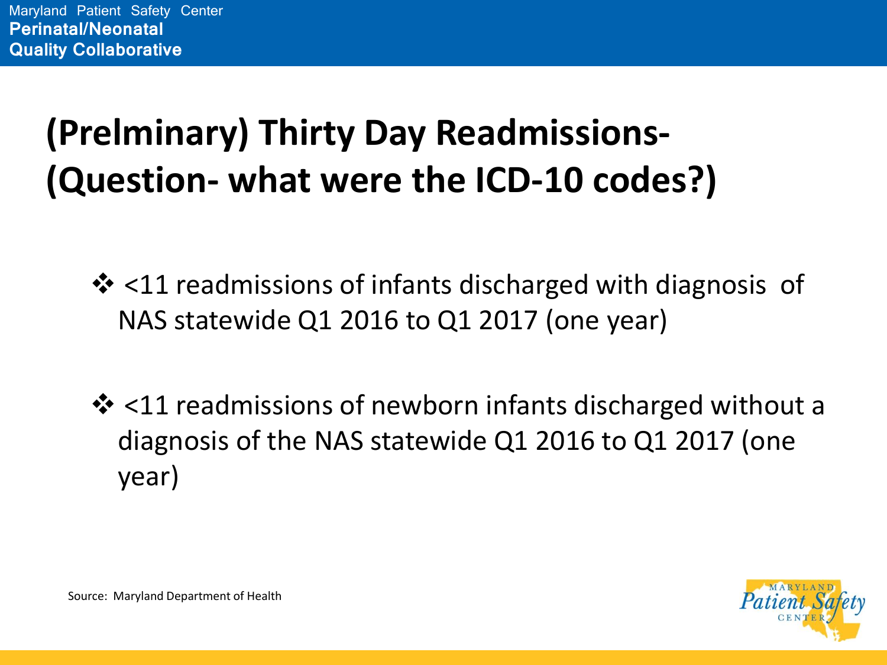# (Prelminary) Thirty Day Readmissions- (Question- what were the ICD-10 codes?)

- <11 readmissions of infants discharged with diagnosis of NAS statewide Q1 2016 to Q1 2017 (one year)
- <11 readmissions of newborn infants discharged without a diagnosis of the NAS statewide Q1 2016 to Q1 2017 (one year)

Source: Maryland Department of Health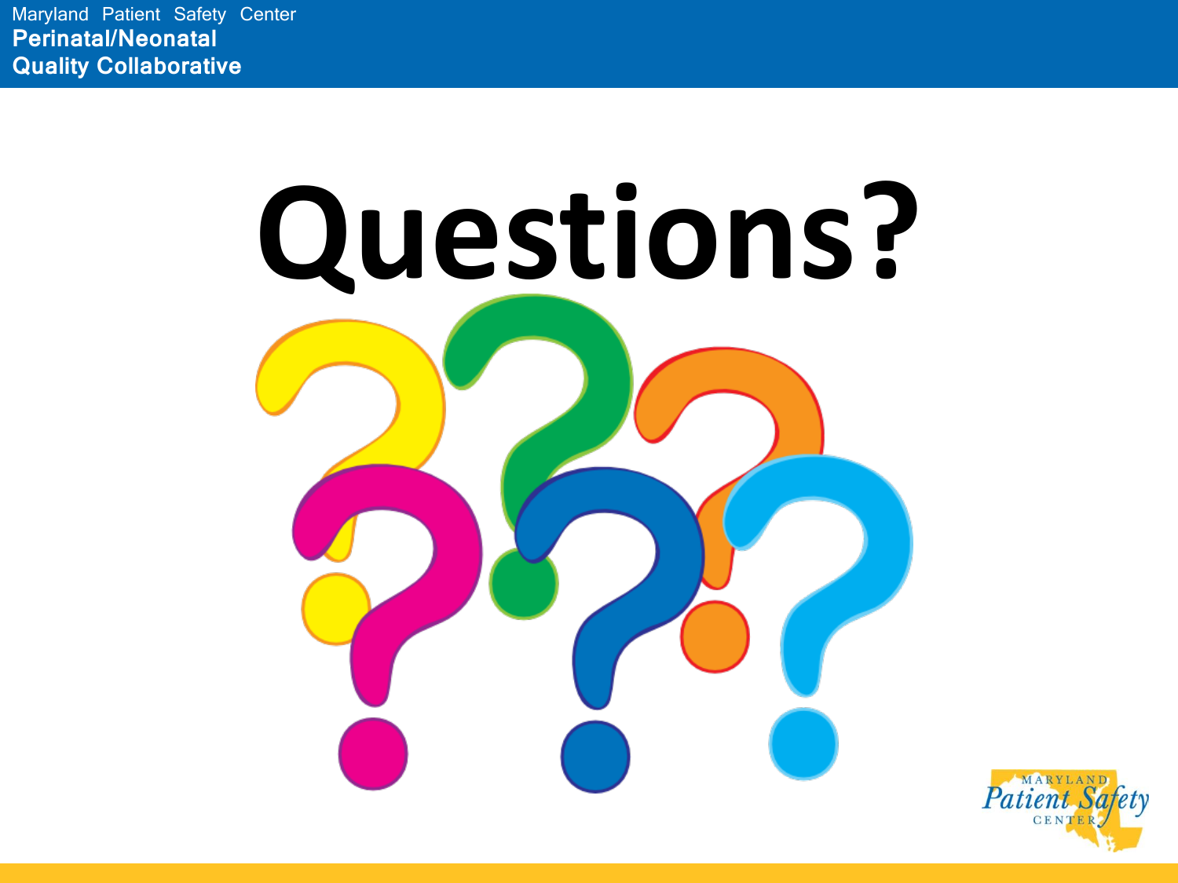# Questions?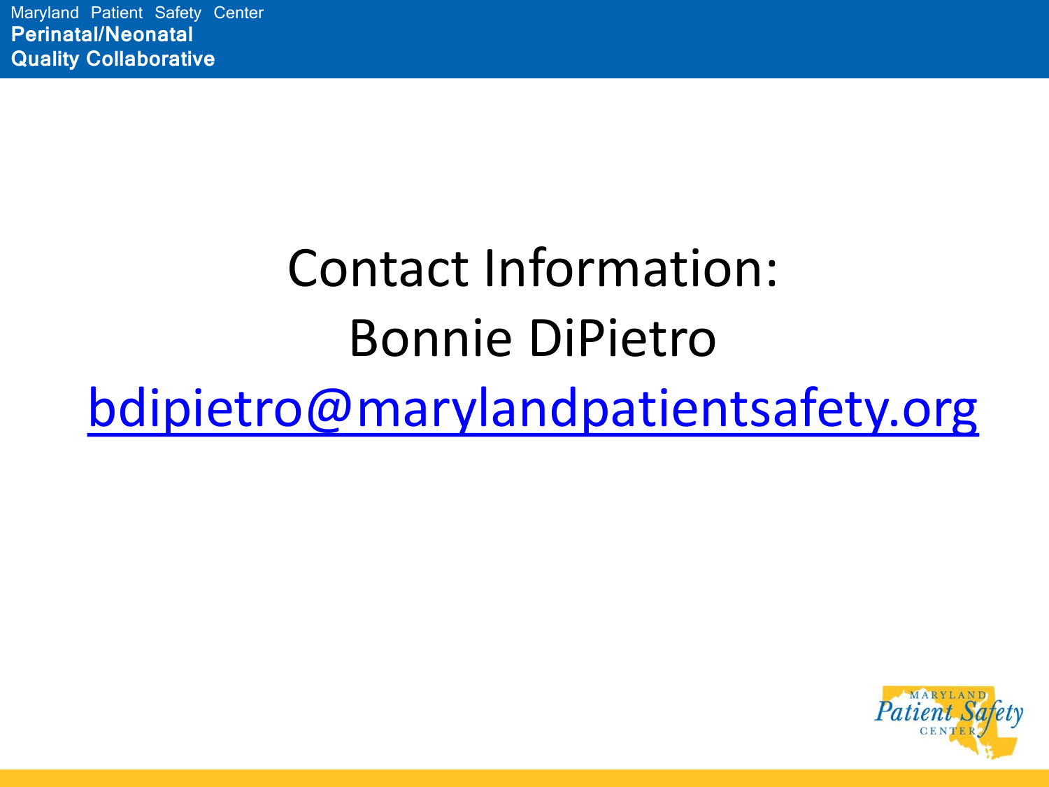Contact Information:

Bonnie DiPietro

[bdipietro@marylandpatientsafety.org](mailto:bdipietro@marylandpatientsafety.org)